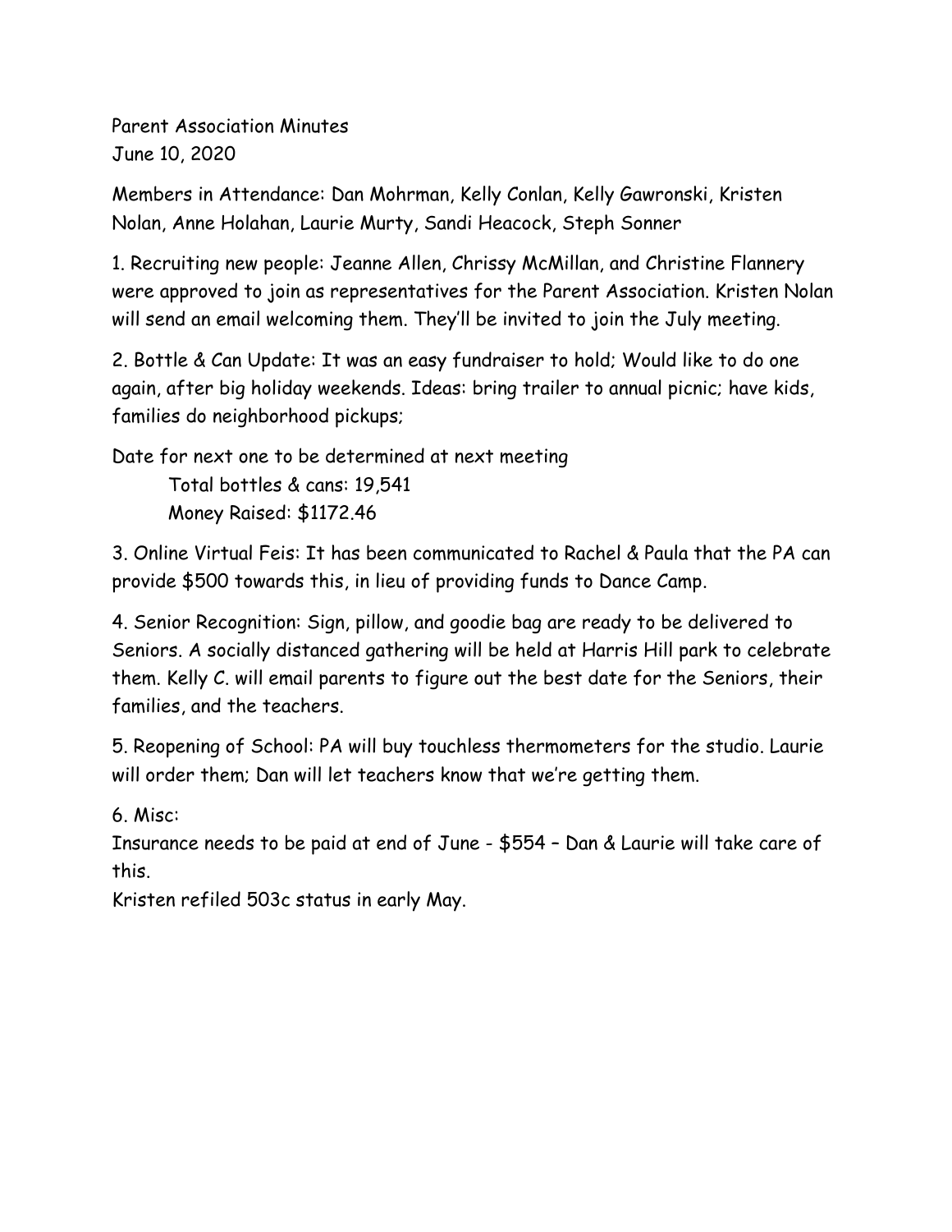Parent Association Minutes
June 10, 2020

Members in Attendance: Dan Mohrman, Kelly Conlan, Kelly Gawronski, Kristen Nolan, Anne Holahan, Laurie Murty, Sandi Heacock, Steph Sonner

1. Recruiting new people: Jeanne Allen, Chrissy McMillan, and Christine Flannery were approved to join as representatives for the Parent Association. Kristen Nolan will send an email welcoming them. They'll be invited to join the July meeting.

2. Bottle & Can Update: It was an easy fundraiser to hold; Would like to do one again, after big holiday weekends. Ideas: bring trailer to annual picnic; have kids, families do neighborhood pickups;

Date for next one to be determined at next meeting

    Total bottles & cans: 19,541
    Money Raised: $1172.46

3. Online Virtual Feis: It has been communicated to Rachel & Paula that the PA can provide $500 towards this, in lieu of providing funds to Dance Camp.

4. Senior Recognition: Sign, pillow, and goodie bag are ready to be delivered to Seniors. A socially distanced gathering will be held at Harris Hill park to celebrate them. Kelly C. will email parents to figure out the best date for the Seniors, their families, and the teachers.

5. Reopening of School: PA will buy touchless thermometers for the studio. Laurie will order them; Dan will let teachers know that we're getting them.

6. Misc:
Insurance needs to be paid at end of June - $554 – Dan & Laurie will take care of this.
Kristen refiled 503c status in early May.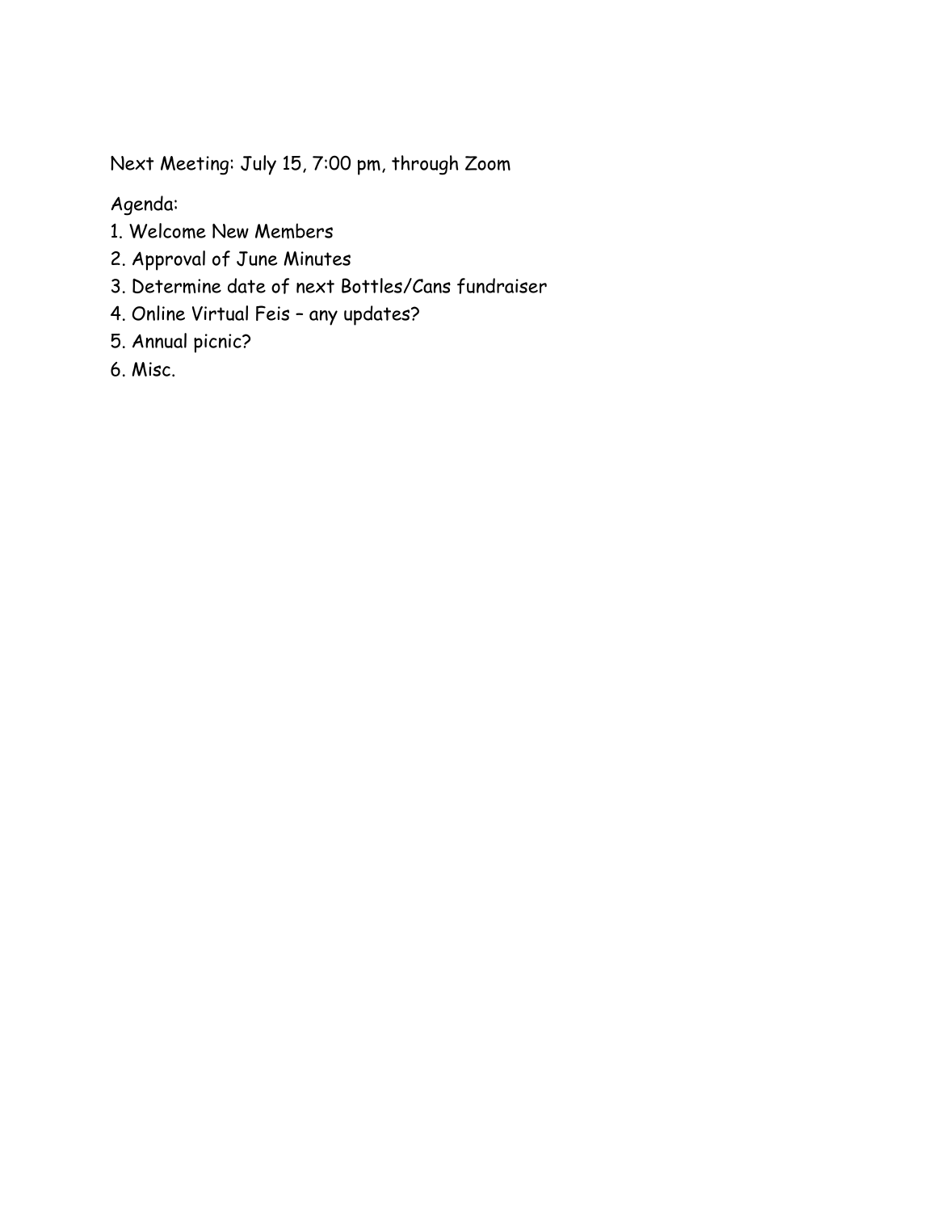Next Meeting: July 15, 7:00 pm, through Zoom

Agenda:

1. Welcome New Members
2. Approval of June Minutes
3. Determine date of next Bottles/Cans fundraiser
4. Online Virtual Feis – any updates?
5. Annual picnic?
6. Misc.